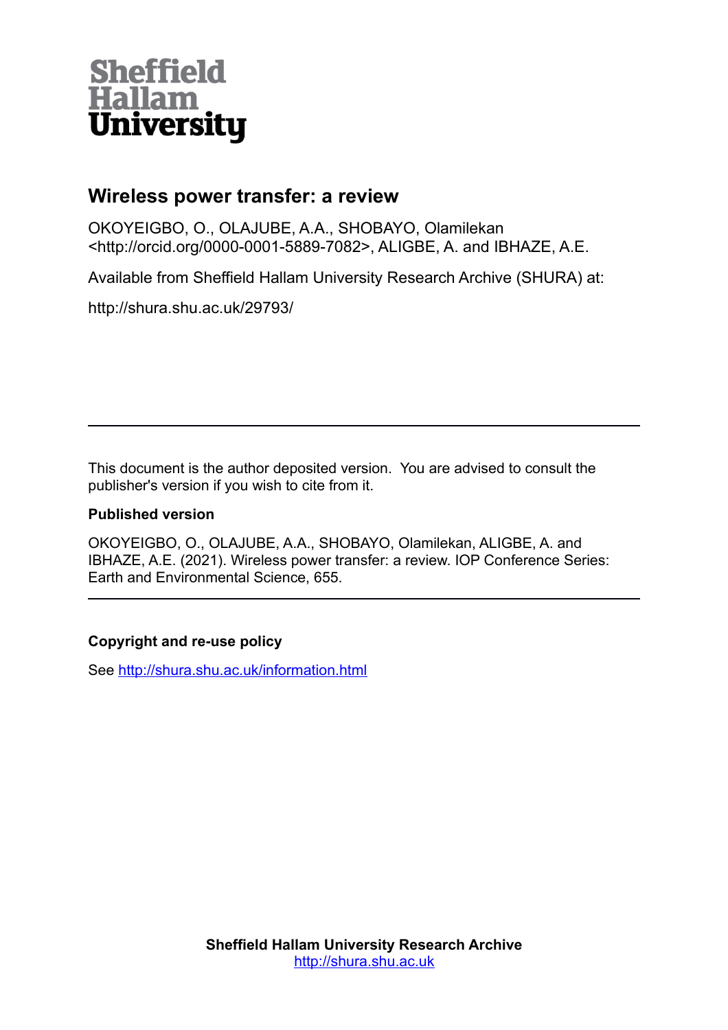Sheffield Hallam University

# Wireless power transfer: a review

OKOYEIGBO, O., OLAJUBE, A.A., SHOBAYO, Olamilekan <http://orcid.org/0000-0001-5889-7082>, ALIGBE, A. and IBHAZE, A.E.

Available from Sheffield Hallam University Research Archive (SHURA) at:

http://shura.shu.ac.uk/29793/

---

This document is the author deposited version. You are advised to consult the publisher's version if you wish to cite from it.

**Published version**

OKOYEIGBO, O., OLAJUBE, A.A., SHOBAYO, Olamilekan, ALIGBE, A. and IBHAZE, A.E. (2021). Wireless power transfer: a review. IOP Conference Series: Earth and Environmental Science, 655.

---

**Copyright and re-use policy**

See http://shura.shu.ac.uk/information.html

**Sheffield Hallam University Research Archive**
http://shura.shu.ac.uk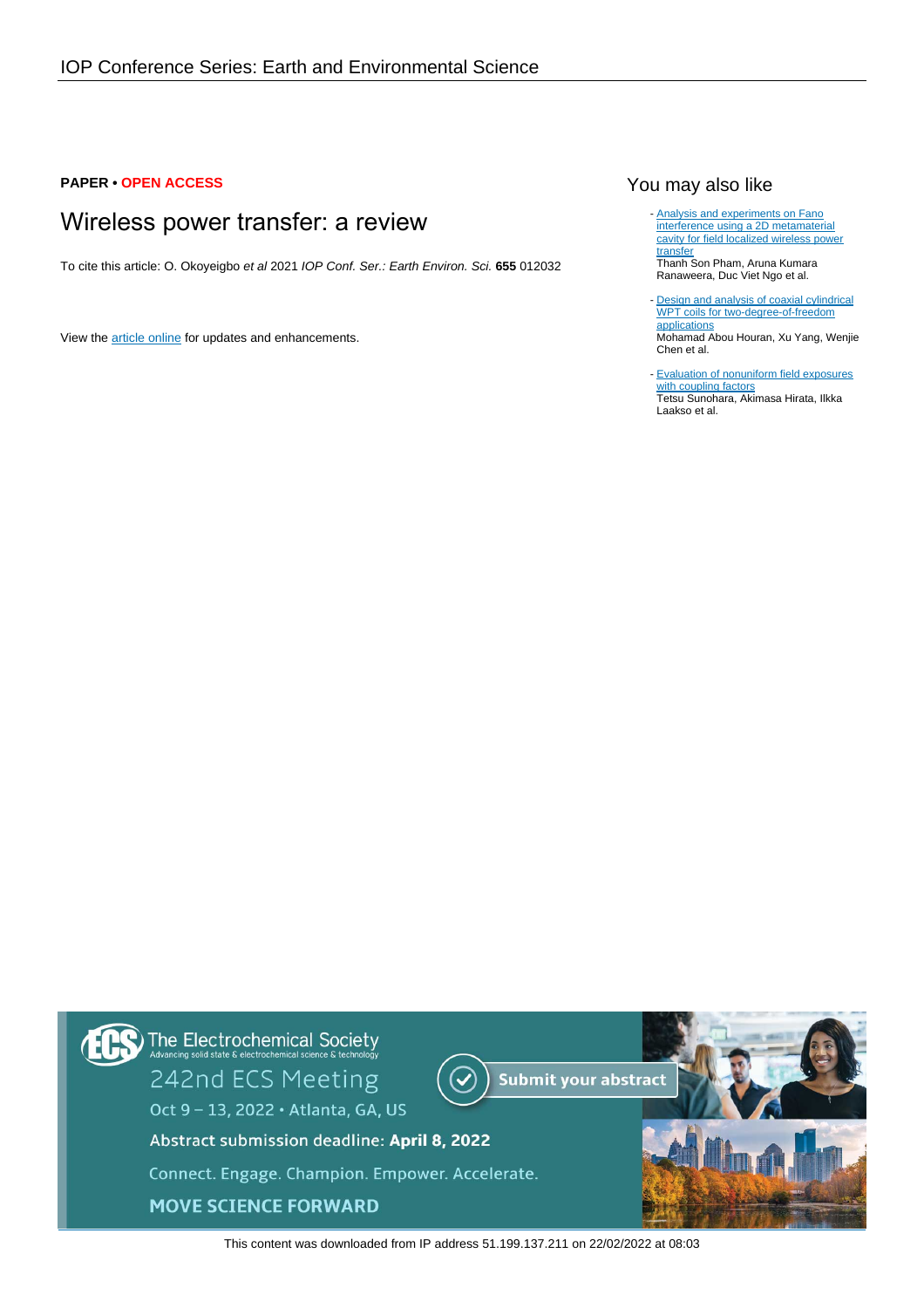IOP Conference Series: Earth and Environmental Science

**PAPER • OPEN ACCESS**

# Wireless power transfer: a review

To cite this article: O. Okoyeigbo *et al* 2021 *IOP Conf. Ser.: Earth Environ. Sci.* **655** 012032

View the article online for updates and enhancements.

## You may also like

- Analysis and experiments on Fano interference using a 2D metamaterial cavity for field localized wireless power transfer
  Thanh Son Pham, Aruna Kumara Ranaweera, Duc Viet Ngo et al.

- Design and analysis of coaxial cylindrical WPT coils for two-degree-of-freedom applications
  Mohamad Abou Houran, Xu Yang, Wenjie Chen et al.

- Evaluation of nonuniform field exposures with coupling factors
  Tetsu Sunohara, Akimasa Hirata, Ilkka Laakso et al.

The Electrochemical Society
Advancing solid state & electrochemical science & technology

242nd ECS Meeting

Oct 9 – 13, 2022 • Atlanta, GA, US

Submit your abstract

Abstract submission deadline: **April 8, 2022**

Connect. Engage. Champion. Empower. Accelerate.

**MOVE SCIENCE FORWARD**

This content was downloaded from IP address 51.199.137.211 on 22/02/2022 at 08:03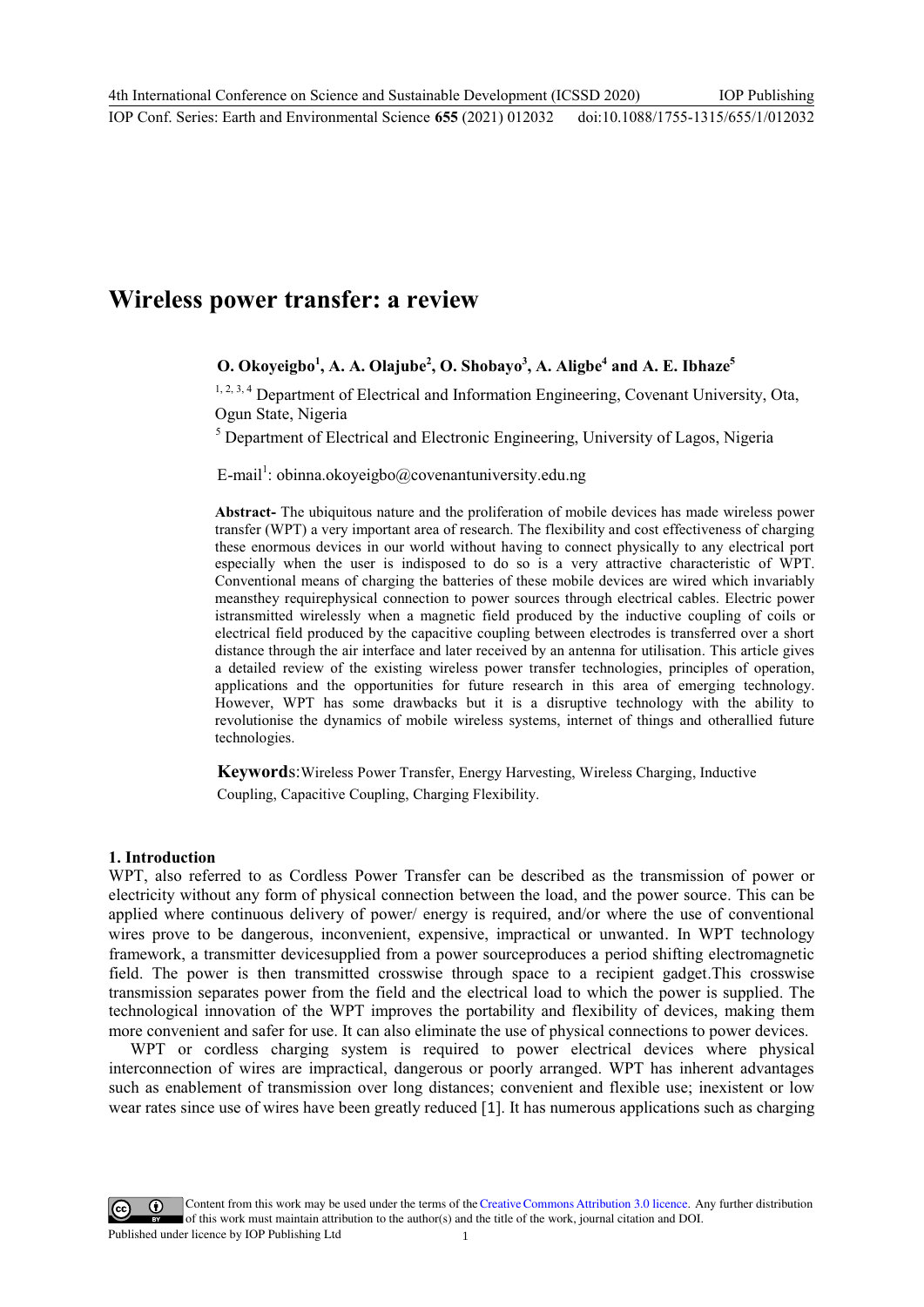# Wireless power transfer: a review

**O. Okoyeigbo[1], A. A. Olajube[2], O. Shobayo[3], A. Aligbe[4] and A. E. Ibhaze[5]**

[1, 2, 3, 4] Department of Electrical and Information Engineering, Covenant University, Ota, Ogun State, Nigeria

[5] Department of Electrical and Electronic Engineering, University of Lagos, Nigeria

E-mail[1]: obinna.okoyeigbo@covenantuniversity.edu.ng

**Abstract-** The ubiquitous nature and the proliferation of mobile devices has made wireless power transfer (WPT) a very important area of research. The flexibility and cost effectiveness of charging these enormous devices in our world without having to connect physically to any electrical port especially when the user is indisposed to do so is a very attractive characteristic of WPT. Conventional means of charging the batteries of these mobile devices are wired which invariably meansthey requirephysical connection to power sources through electrical cables. Electric power istransmitted wirelessly when a magnetic field produced by the inductive coupling of coils or electrical field produced by the capacitive coupling between electrodes is transferred over a short distance through the air interface and later received by an antenna for utilisation. This article gives a detailed review of the existing wireless power transfer technologies, principles of operation, applications and the opportunities for future research in this area of emerging technology. However, WPT has some drawbacks but it is a disruptive technology with the ability to revolutionise the dynamics of mobile wireless systems, internet of things and otherallied future technologies.

**Keywords**:Wireless Power Transfer, Energy Harvesting, Wireless Charging, Inductive Coupling, Capacitive Coupling, Charging Flexibility.

## 1. Introduction

WPT, also referred to as Cordless Power Transfer can be described as the transmission of power or electricity without any form of physical connection between the load, and the power source. This can be applied where continuous delivery of power/ energy is required, and/or where the use of conventional wires prove to be dangerous, inconvenient, expensive, impractical or unwanted. In WPT technology framework, a transmitter devicesupplied from a power sourceproduces a period shifting electromagnetic field. The power is then transmitted crosswise through space to a recipient gadget.This crosswise transmission separates power from the field and the electrical load to which the power is supplied. The technological innovation of the WPT improves the portability and flexibility of devices, making them more convenient and safer for use. It can also eliminate the use of physical connections to power devices.

WPT or cordless charging system is required to power electrical devices where physical interconnection of wires are impractical, dangerous or poorly arranged. WPT has inherent advantages such as enablement of transmission over long distances; convenient and flexible use; inexistent or low wear rates since use of wires have been greatly reduced [1]. It has numerous applications such as charging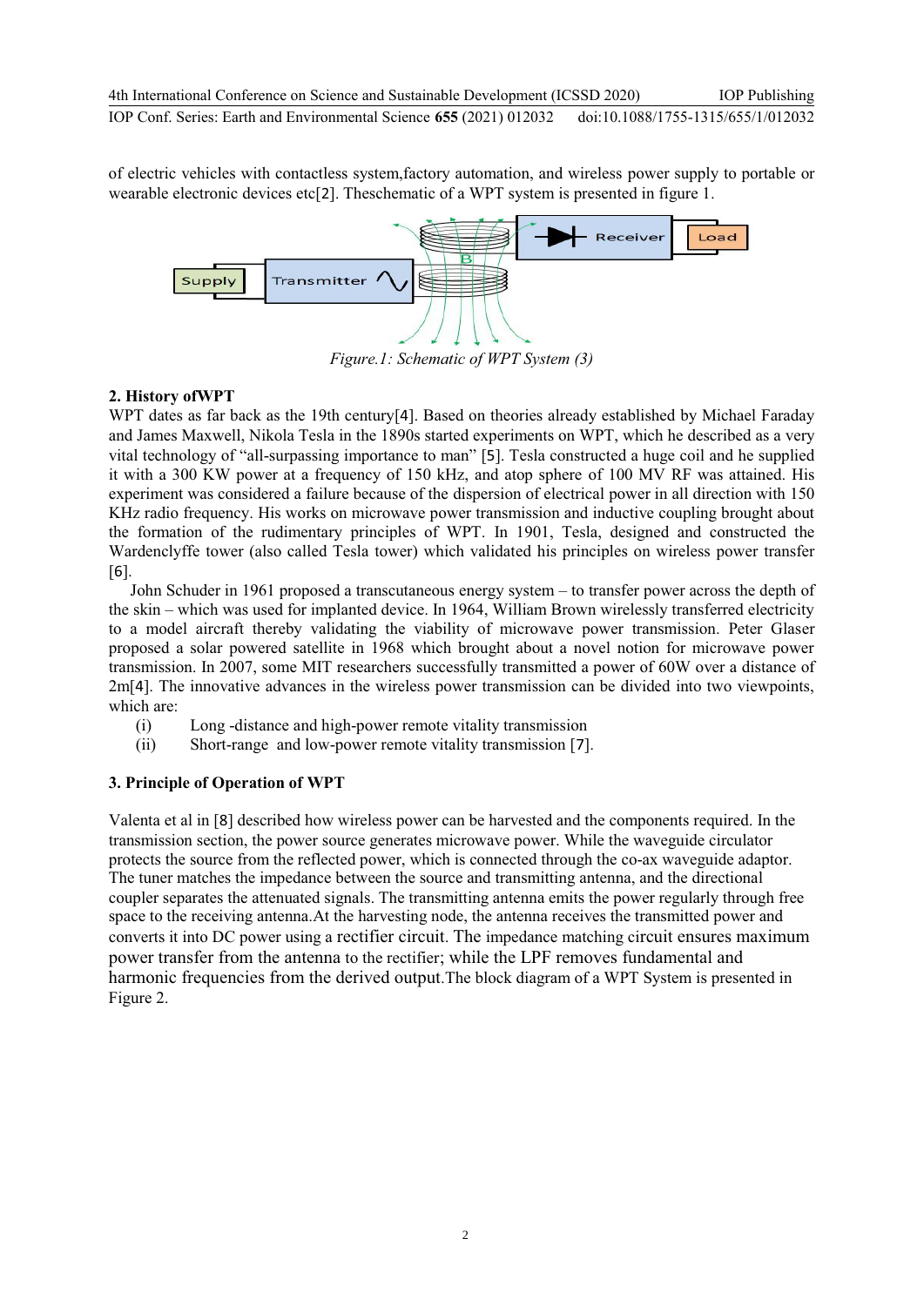of electric vehicles with contactless system,factory automation, and wireless power supply to portable or wearable electronic devices etc[2]. Theschematic of a WPT system is presented in figure 1.

*Figure.1: Schematic of WPT System (3)*

## 2. History ofWPT

WPT dates as far back as the 19th century[4]. Based on theories already established by Michael Faraday and James Maxwell, Nikola Tesla in the 1890s started experiments on WPT, which he described as a very vital technology of "all-surpassing importance to man" [5]. Tesla constructed a huge coil and he supplied it with a 300 KW power at a frequency of 150 kHz, and atop sphere of 100 MV RF was attained. His experiment was considered a failure because of the dispersion of electrical power in all direction with 150 KHz radio frequency. His works on microwave power transmission and inductive coupling brought about the formation of the rudimentary principles of WPT. In 1901, Tesla, designed and constructed the Wardenclyffe tower (also called Tesla tower) which validated his principles on wireless power transfer [6].

John Schuder in 1961 proposed a transcutaneous energy system – to transfer power across the depth of the skin – which was used for implanted device. In 1964, William Brown wirelessly transferred electricity to a model aircraft thereby validating the viability of microwave power transmission. Peter Glaser proposed a solar powered satellite in 1968 which brought about a novel notion for microwave power transmission. In 2007, some MIT researchers successfully transmitted a power of 60W over a distance of 2m[4]. The innovative advances in the wireless power transmission can be divided into two viewpoints, which are:

(i) Long -distance and high-power remote vitality transmission
(ii) Short-range and low-power remote vitality transmission [7].

## 3. Principle of Operation of WPT

Valenta et al in [8] described how wireless power can be harvested and the components required. In the transmission section, the power source generates microwave power. While the waveguide circulator protects the source from the reflected power, which is connected through the co-ax waveguide adaptor. The tuner matches the impedance between the source and transmitting antenna, and the directional coupler separates the attenuated signals. The transmitting antenna emits the power regularly through free space to the receiving antenna.At the harvesting node, the antenna receives the transmitted power and converts it into DC power using a rectifier circuit. The impedance matching circuit ensures maximum power transfer from the antenna to the rectifier; while the LPF removes fundamental and harmonic frequencies from the derived output.The block diagram of a WPT System is presented in Figure 2.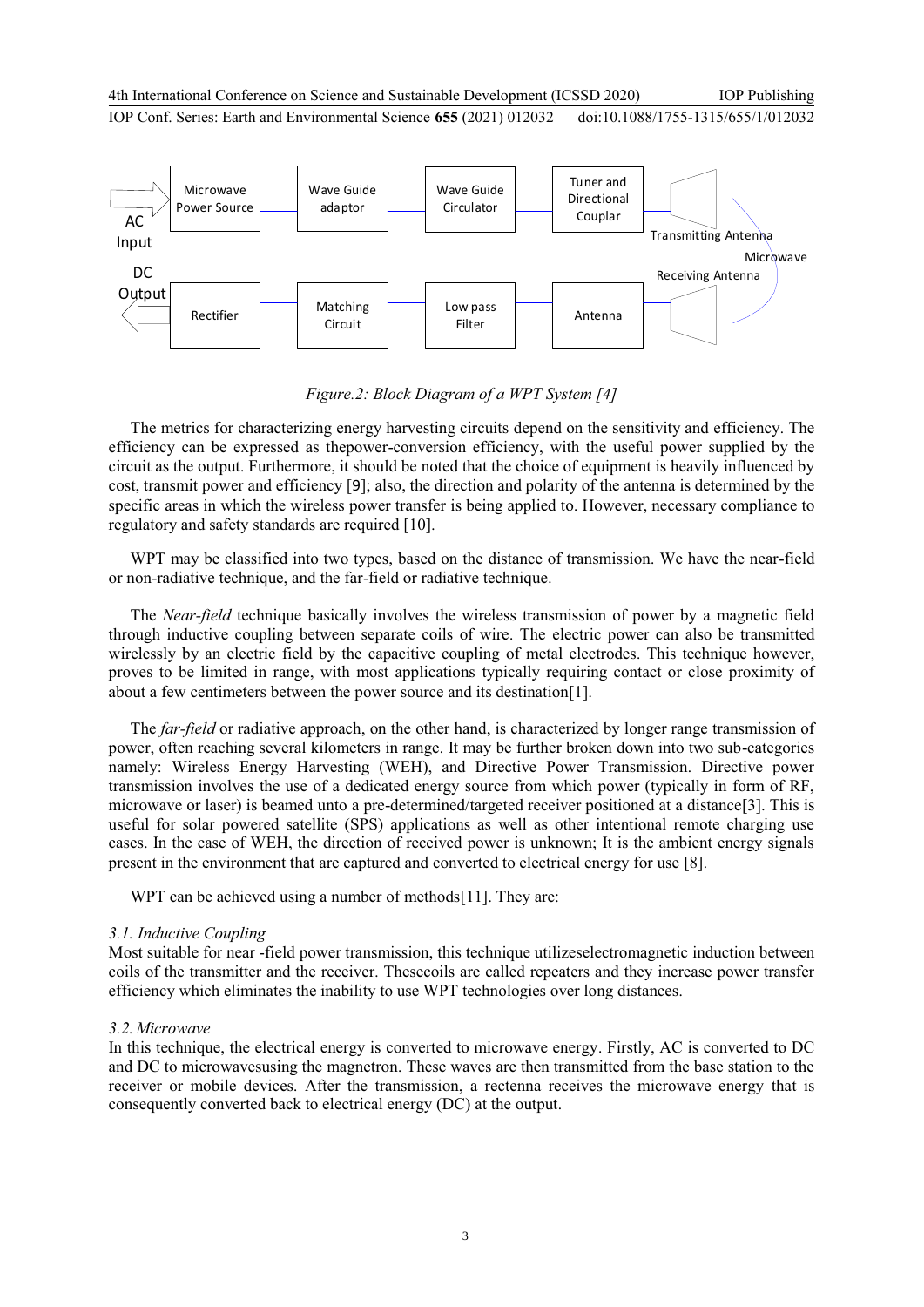*Figure.2: Block Diagram of a WPT System [4]*

The metrics for characterizing energy harvesting circuits depend on the sensitivity and efficiency. The efficiency can be expressed as thepower-conversion efficiency, with the useful power supplied by the circuit as the output. Furthermore, it should be noted that the choice of equipment is heavily influenced by cost, transmit power and efficiency [9]; also, the direction and polarity of the antenna is determined by the specific areas in which the wireless power transfer is being applied to. However, necessary compliance to regulatory and safety standards are required [10].

WPT may be classified into two types, based on the distance of transmission. We have the near-field or non-radiative technique, and the far-field or radiative technique.

The *Near-field* technique basically involves the wireless transmission of power by a magnetic field through inductive coupling between separate coils of wire. The electric power can also be transmitted wirelessly by an electric field by the capacitive coupling of metal electrodes. This technique however, proves to be limited in range, with most applications typically requiring contact or close proximity of about a few centimeters between the power source and its destination[1].

The *far-field* or radiative approach, on the other hand, is characterized by longer range transmission of power, often reaching several kilometers in range. It may be further broken down into two sub-categories namely: Wireless Energy Harvesting (WEH), and Directive Power Transmission. Directive power transmission involves the use of a dedicated energy source from which power (typically in form of RF, microwave or laser) is beamed unto a pre-determined/targeted receiver positioned at a distance[3]. This is useful for solar powered satellite (SPS) applications as well as other intentional remote charging use cases. In the case of WEH, the direction of received power is unknown; It is the ambient energy signals present in the environment that are captured and converted to electrical energy for use [8].

WPT can be achieved using a number of methods[11]. They are:

### *3.1. Inductive Coupling*

Most suitable for near -field power transmission, this technique utilizeselectromagnetic induction between coils of the transmitter and the receiver. Thesecoils are called repeaters and they increase power transfer efficiency which eliminates the inability to use WPT technologies over long distances.

### *3.2. Microwave*

In this technique, the electrical energy is converted to microwave energy. Firstly, AC is converted to DC and DC to microwavesusing the magnetron. These waves are then transmitted from the base station to the receiver or mobile devices. After the transmission, a rectenna receives the microwave energy that is consequently converted back to electrical energy (DC) at the output.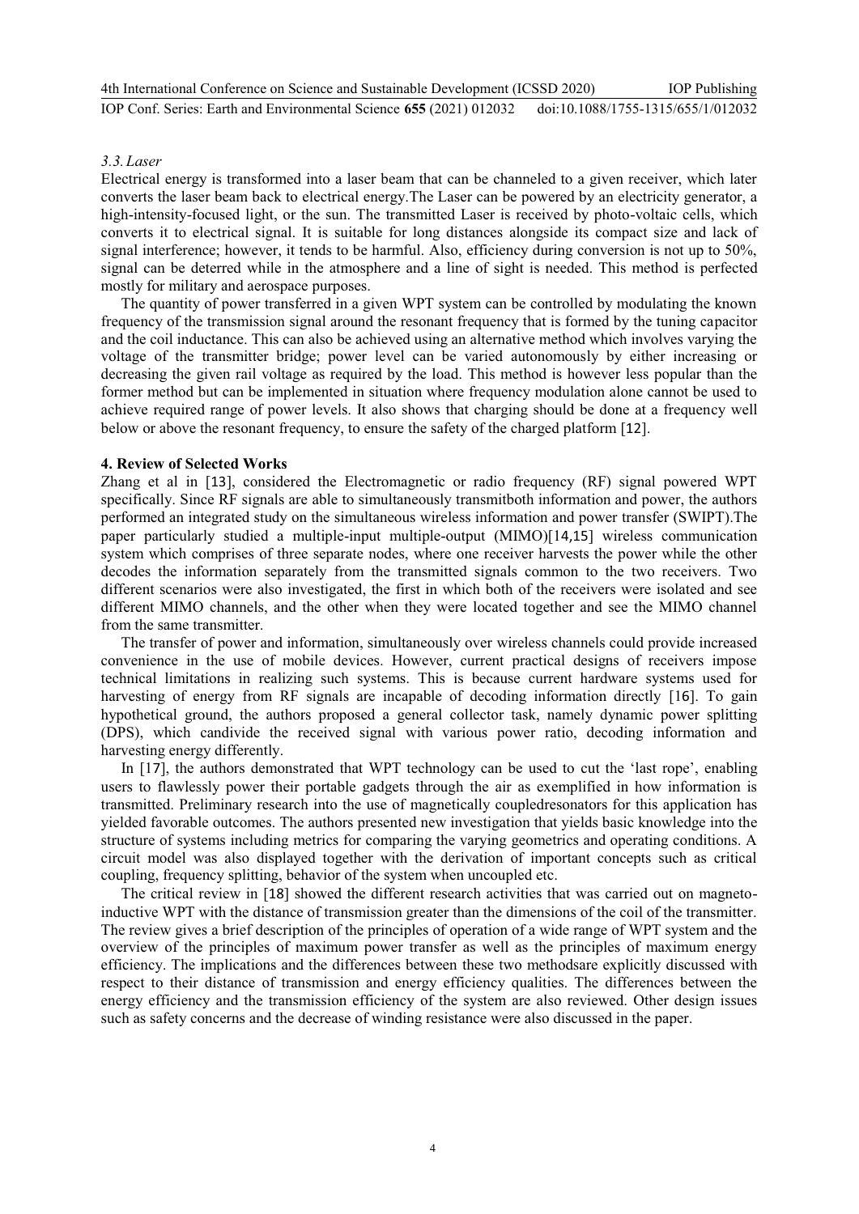### *3.3. Laser*

Electrical energy is transformed into a laser beam that can be channeled to a given receiver, which later converts the laser beam back to electrical energy.The Laser can be powered by an electricity generator, a high-intensity-focused light, or the sun. The transmitted Laser is received by photo-voltaic cells, which converts it to electrical signal. It is suitable for long distances alongside its compact size and lack of signal interference; however, it tends to be harmful. Also, efficiency during conversion is not up to 50%, signal can be deterred while in the atmosphere and a line of sight is needed. This method is perfected mostly for military and aerospace purposes.

The quantity of power transferred in a given WPT system can be controlled by modulating the known frequency of the transmission signal around the resonant frequency that is formed by the tuning capacitor and the coil inductance. This can also be achieved using an alternative method which involves varying the voltage of the transmitter bridge; power level can be varied autonomously by either increasing or decreasing the given rail voltage as required by the load. This method is however less popular than the former method but can be implemented in situation where frequency modulation alone cannot be used to achieve required range of power levels. It also shows that charging should be done at a frequency well below or above the resonant frequency, to ensure the safety of the charged platform [12].

## 4. Review of Selected Works

Zhang et al in [13], considered the Electromagnetic or radio frequency (RF) signal powered WPT specifically. Since RF signals are able to simultaneously transmitboth information and power, the authors performed an integrated study on the simultaneous wireless information and power transfer (SWIPT).The paper particularly studied a multiple-input multiple-output (MIMO)[14,15] wireless communication system which comprises of three separate nodes, where one receiver harvests the power while the other decodes the information separately from the transmitted signals common to the two receivers. Two different scenarios were also investigated, the first in which both of the receivers were isolated and see different MIMO channels, and the other when they were located together and see the MIMO channel from the same transmitter.

The transfer of power and information, simultaneously over wireless channels could provide increased convenience in the use of mobile devices. However, current practical designs of receivers impose technical limitations in realizing such systems. This is because current hardware systems used for harvesting of energy from RF signals are incapable of decoding information directly [16]. To gain hypothetical ground, the authors proposed a general collector task, namely dynamic power splitting (DPS), which candivide the received signal with various power ratio, decoding information and harvesting energy differently.

In [17], the authors demonstrated that WPT technology can be used to cut the 'last rope', enabling users to flawlessly power their portable gadgets through the air as exemplified in how information is transmitted. Preliminary research into the use of magnetically coupledresonators for this application has yielded favorable outcomes. The authors presented new investigation that yields basic knowledge into the structure of systems including metrics for comparing the varying geometrics and operating conditions. A circuit model was also displayed together with the derivation of important concepts such as critical coupling, frequency splitting, behavior of the system when uncoupled etc.

The critical review in [18] showed the different research activities that was carried out on magneto-inductive WPT with the distance of transmission greater than the dimensions of the coil of the transmitter. The review gives a brief description of the principles of operation of a wide range of WPT system and the overview of the principles of maximum power transfer as well as the principles of maximum energy efficiency. The implications and the differences between these two methodsare explicitly discussed with respect to their distance of transmission and energy efficiency qualities. The differences between the energy efficiency and the transmission efficiency of the system are also reviewed. Other design issues such as safety concerns and the decrease of winding resistance were also discussed in the paper.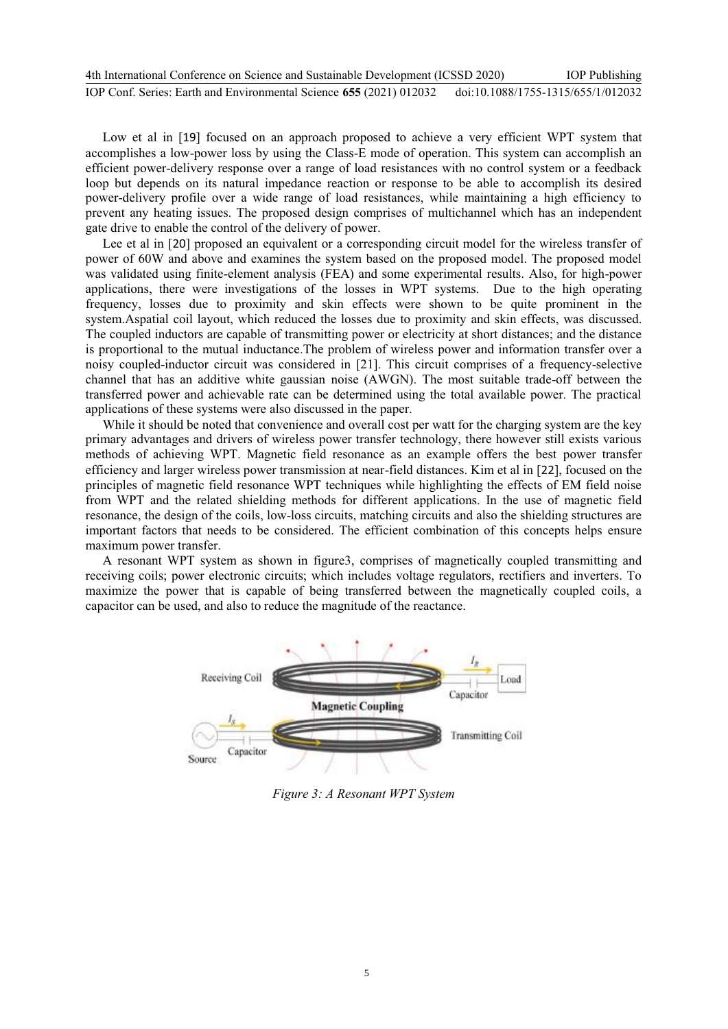Low et al in [19] focused on an approach proposed to achieve a very efficient WPT system that accomplishes a low-power loss by using the Class-E mode of operation. This system can accomplish an efficient power-delivery response over a range of load resistances with no control system or a feedback loop but depends on its natural impedance reaction or response to be able to accomplish its desired power-delivery profile over a wide range of load resistances, while maintaining a high efficiency to prevent any heating issues. The proposed design comprises of multichannel which has an independent gate drive to enable the control of the delivery of power.

Lee et al in [20] proposed an equivalent or a corresponding circuit model for the wireless transfer of power of 60W and above and examines the system based on the proposed model. The proposed model was validated using finite-element analysis (FEA) and some experimental results. Also, for high-power applications, there were investigations of the losses in WPT systems. Due to the high operating frequency, losses due to proximity and skin effects were shown to be quite prominent in the system.Aspatial coil layout, which reduced the losses due to proximity and skin effects, was discussed. The coupled inductors are capable of transmitting power or electricity at short distances; and the distance is proportional to the mutual inductance.The problem of wireless power and information transfer over a noisy coupled-inductor circuit was considered in [21]. This circuit comprises of a frequency-selective channel that has an additive white gaussian noise (AWGN). The most suitable trade-off between the transferred power and achievable rate can be determined using the total available power. The practical applications of these systems were also discussed in the paper.

While it should be noted that convenience and overall cost per watt for the charging system are the key primary advantages and drivers of wireless power transfer technology, there however still exists various methods of achieving WPT. Magnetic field resonance as an example offers the best power transfer efficiency and larger wireless power transmission at near-field distances. Kim et al in [22], focused on the principles of magnetic field resonance WPT techniques while highlighting the effects of EM field noise from WPT and the related shielding methods for different applications. In the use of magnetic field resonance, the design of the coils, low-loss circuits, matching circuits and also the shielding structures are important factors that needs to be considered. The efficient combination of this concepts helps ensure maximum power transfer.

A resonant WPT system as shown in figure3, comprises of magnetically coupled transmitting and receiving coils; power electronic circuits; which includes voltage regulators, rectifiers and inverters. To maximize the power that is capable of being transferred between the magnetically coupled coils, a capacitor can be used, and also to reduce the magnitude of the reactance.

*Figure 3: A Resonant WPT System*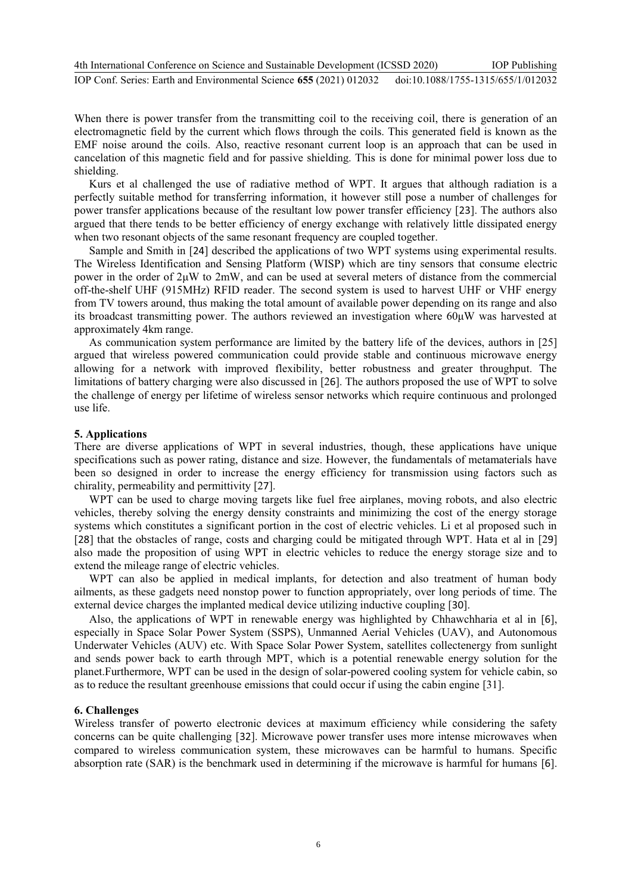When there is power transfer from the transmitting coil to the receiving coil, there is generation of an electromagnetic field by the current which flows through the coils. This generated field is known as the EMF noise around the coils. Also, reactive resonant current loop is an approach that can be used in cancelation of this magnetic field and for passive shielding. This is done for minimal power loss due to shielding.

Kurs et al challenged the use of radiative method of WPT. It argues that although radiation is a perfectly suitable method for transferring information, it however still pose a number of challenges for power transfer applications because of the resultant low power transfer efficiency [23]. The authors also argued that there tends to be better efficiency of energy exchange with relatively little dissipated energy when two resonant objects of the same resonant frequency are coupled together.

Sample and Smith in [24] described the applications of two WPT systems using experimental results. The Wireless Identification and Sensing Platform (WISP) which are tiny sensors that consume electric power in the order of 2μW to 2mW, and can be used at several meters of distance from the commercial off-the-shelf UHF (915MHz) RFID reader. The second system is used to harvest UHF or VHF energy from TV towers around, thus making the total amount of available power depending on its range and also its broadcast transmitting power. The authors reviewed an investigation where 60μW was harvested at approximately 4km range.

As communication system performance are limited by the battery life of the devices, authors in [25] argued that wireless powered communication could provide stable and continuous microwave energy allowing for a network with improved flexibility, better robustness and greater throughput. The limitations of battery charging were also discussed in [26]. The authors proposed the use of WPT to solve the challenge of energy per lifetime of wireless sensor networks which require continuous and prolonged use life.

## 5. Applications

There are diverse applications of WPT in several industries, though, these applications have unique specifications such as power rating, distance and size. However, the fundamentals of metamaterials have been so designed in order to increase the energy efficiency for transmission using factors such as chirality, permeability and permittivity [27].

WPT can be used to charge moving targets like fuel free airplanes, moving robots, and also electric vehicles, thereby solving the energy density constraints and minimizing the cost of the energy storage systems which constitutes a significant portion in the cost of electric vehicles. Li et al proposed such in [28] that the obstacles of range, costs and charging could be mitigated through WPT. Hata et al in [29] also made the proposition of using WPT in electric vehicles to reduce the energy storage size and to extend the mileage range of electric vehicles.

WPT can also be applied in medical implants, for detection and also treatment of human body ailments, as these gadgets need nonstop power to function appropriately, over long periods of time. The external device charges the implanted medical device utilizing inductive coupling [30].

Also, the applications of WPT in renewable energy was highlighted by Chhawchharia et al in [6], especially in Space Solar Power System (SSPS), Unmanned Aerial Vehicles (UAV), and Autonomous Underwater Vehicles (AUV) etc. With Space Solar Power System, satellites collectenergy from sunlight and sends power back to earth through MPT, which is a potential renewable energy solution for the planet.Furthermore, WPT can be used in the design of solar-powered cooling system for vehicle cabin, so as to reduce the resultant greenhouse emissions that could occur if using the cabin engine [31].

## 6. Challenges

Wireless transfer of powerto electronic devices at maximum efficiency while considering the safety concerns can be quite challenging [32]. Microwave power transfer uses more intense microwaves when compared to wireless communication system, these microwaves can be harmful to humans. Specific absorption rate (SAR) is the benchmark used in determining if the microwave is harmful for humans [6].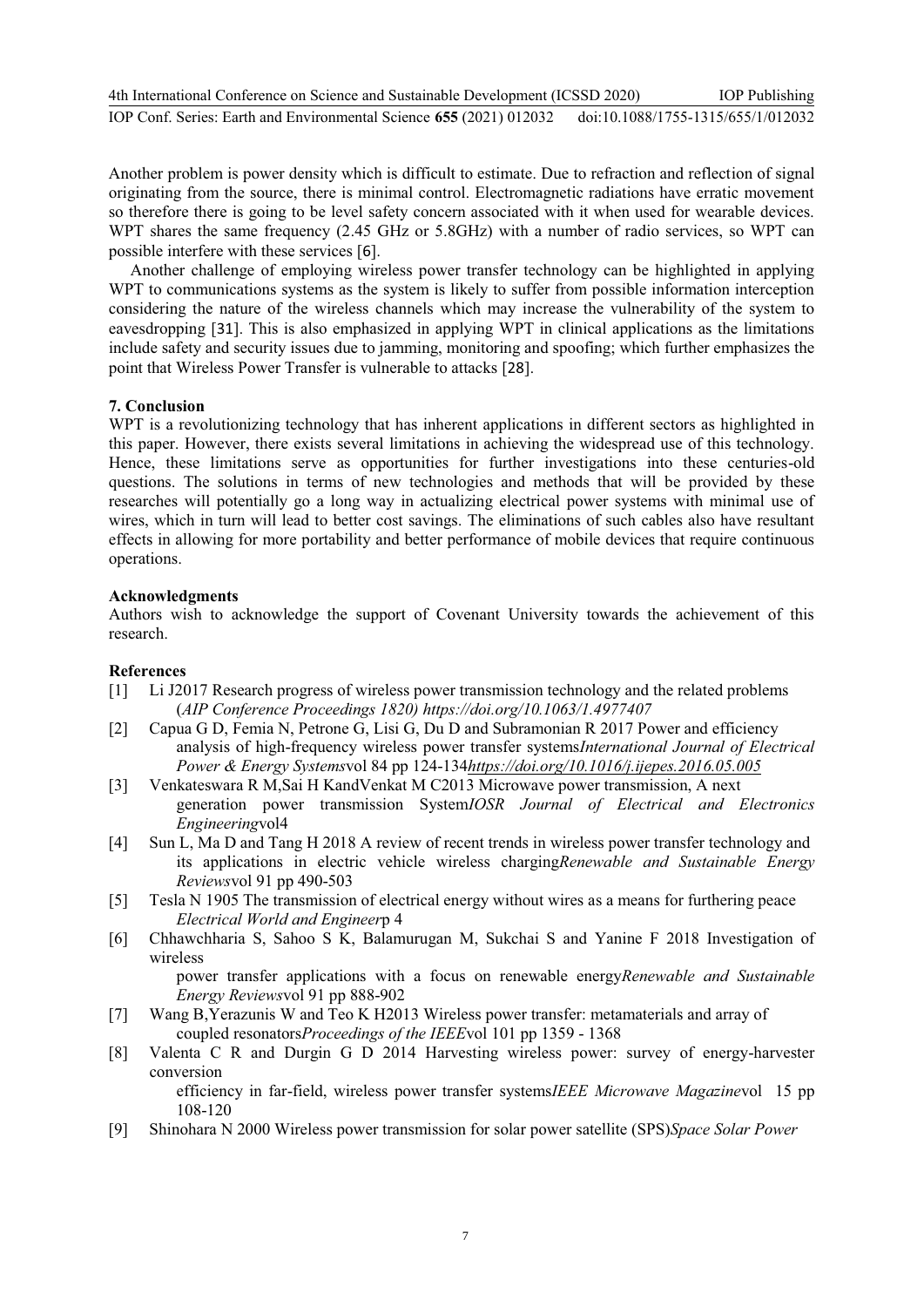Another problem is power density which is difficult to estimate. Due to refraction and reflection of signal originating from the source, there is minimal control. Electromagnetic radiations have erratic movement so therefore there is going to be level safety concern associated with it when used for wearable devices. WPT shares the same frequency (2.45 GHz or 5.8GHz) with a number of radio services, so WPT can possible interfere with these services [6].

Another challenge of employing wireless power transfer technology can be highlighted in applying WPT to communications systems as the system is likely to suffer from possible information interception considering the nature of the wireless channels which may increase the vulnerability of the system to eavesdropping [31]. This is also emphasized in applying WPT in clinical applications as the limitations include safety and security issues due to jamming, monitoring and spoofing; which further emphasizes the point that Wireless Power Transfer is vulnerable to attacks [28].

## 7. Conclusion

WPT is a revolutionizing technology that has inherent applications in different sectors as highlighted in this paper. However, there exists several limitations in achieving the widespread use of this technology. Hence, these limitations serve as opportunities for further investigations into these centuries-old questions. The solutions in terms of new technologies and methods that will be provided by these researches will potentially go a long way in actualizing electrical power systems with minimal use of wires, which in turn will lead to better cost savings. The eliminations of such cables also have resultant effects in allowing for more portability and better performance of mobile devices that require continuous operations.

## Acknowledgments

Authors wish to acknowledge the support of Covenant University towards the achievement of this research.

## References

[1] Li J2017 Research progress of wireless power transmission technology and the related problems (*AIP Conference Proceedings 1820) https://doi.org/10.1063/1.4977407*

[2] Capua G D, Femia N, Petrone G, Lisi G, Du D and Subramonian R 2017 Power and efficiency analysis of high-frequency wireless power transfer systems*International Journal of Electrical Power & Energy Systems*vol 84 pp 124-134*https://doi.org/10.1016/j.ijepes.2016.05.005*

[3] Venkateswara R M,Sai H KandVenkat M C2013 Microwave power transmission, A next generation power transmission System*IOSR Journal of Electrical and Electronics Engineering*vol4

[4] Sun L, Ma D and Tang H 2018 A review of recent trends in wireless power transfer technology and its applications in electric vehicle wireless charging*Renewable and Sustainable Energy Reviews*vol 91 pp 490-503

[5] Tesla N 1905 The transmission of electrical energy without wires as a means for furthering peace *Electrical World and Engineer*p 4

[6] Chhawchharia S, Sahoo S K, Balamurugan M, Sukchai S and Yanine F 2018 Investigation of wireless power transfer applications with a focus on renewable energy*Renewable and Sustainable Energy Reviews*vol 91 pp 888-902

[7] Wang B,Yerazunis W and Teo K H2013 Wireless power transfer: metamaterials and array of coupled resonators*Proceedings of the IEEE*vol 101 pp 1359 - 1368

[8] Valenta C R and Durgin G D 2014 Harvesting wireless power: survey of energy-harvester conversion efficiency in far-field, wireless power transfer systems*IEEE Microwave Magazine*vol 15 pp 108-120

[9] Shinohara N 2000 Wireless power transmission for solar power satellite (SPS)*Space Solar Power*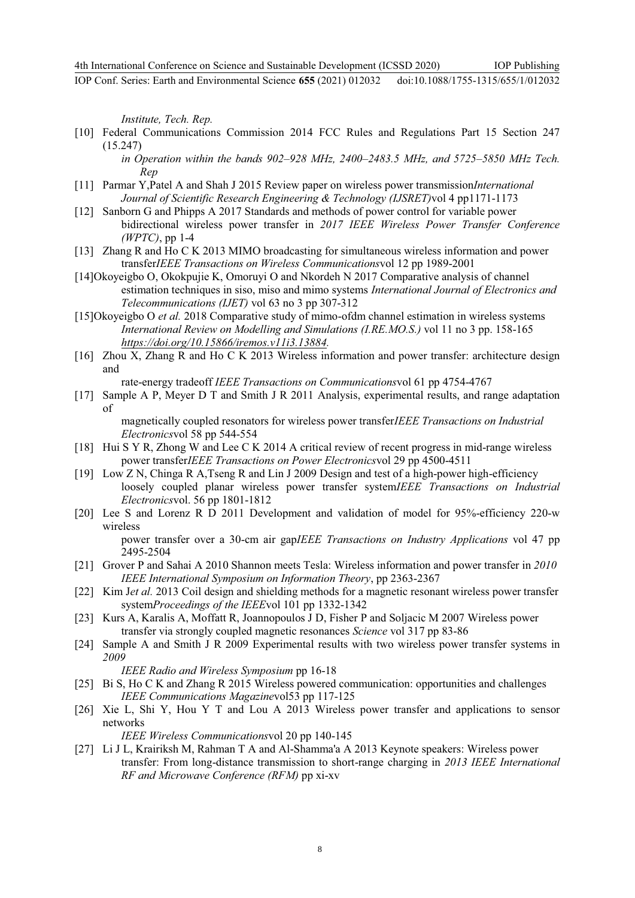*Institute, Tech. Rep.*

[10] Federal Communications Commission 2014 FCC Rules and Regulations Part 15 Section 247 (15.247) *in Operation within the bands 902–928 MHz, 2400–2483.5 MHz, and 5725–5850 MHz Tech. Rep*

[11] Parmar Y,Patel A and Shah J 2015 Review paper on wireless power transmission*International Journal of Scientific Research Engineering & Technology (IJSRET)*vol 4 pp1171-1173

[12] Sanborn G and Phipps A 2017 Standards and methods of power control for variable power bidirectional wireless power transfer in *2017 IEEE Wireless Power Transfer Conference (WPTC)*, pp 1-4

[13] Zhang R and Ho C K 2013 MIMO broadcasting for simultaneous wireless information and power transfer*IEEE Transactions on Wireless Communications*vol 12 pp 1989-2001

[14]Okoyeigbo O, Okokpujie K, Omoruyi O and Nkordeh N 2017 Comparative analysis of channel estimation techniques in siso, miso and mimo systems *International Journal of Electronics and Telecommunications (IJET)* vol 63 no 3 pp 307-312

[15]Okoyeigbo O *et al.* 2018 Comparative study of mimo-ofdm channel estimation in wireless systems *International Review on Modelling and Simulations (I.RE.MO.S.)* vol 11 no 3 pp. 158-165 *https://doi.org/10.15866/iremos.v11i3.13884.*

[16] Zhou X, Zhang R and Ho C K 2013 Wireless information and power transfer: architecture design and rate-energy tradeoff *IEEE Transactions on Communications*vol 61 pp 4754-4767

[17] Sample A P, Meyer D T and Smith J R 2011 Analysis, experimental results, and range adaptation of magnetically coupled resonators for wireless power transfer*IEEE Transactions on Industrial Electronics*vol 58 pp 544-554

[18] Hui S Y R, Zhong W and Lee C K 2014 A critical review of recent progress in mid-range wireless power transfer*IEEE Transactions on Power Electronics*vol 29 pp 4500-4511

[19] Low Z N, Chinga R A,Tseng R and Lin J 2009 Design and test of a high-power high-efficiency loosely coupled planar wireless power transfer system*IEEE Transactions on Industrial Electronics*vol. 56 pp 1801-1812

[20] Lee S and Lorenz R D 2011 Development and validation of model for 95%-efficiency 220-w wireless power transfer over a 30-cm air gap*IEEE Transactions on Industry Applications* vol 47 pp 2495-2504

[21] Grover P and Sahai A 2010 Shannon meets Tesla: Wireless information and power transfer in *2010 IEEE International Symposium on Information Theory*, pp 2363-2367

[22] Kim J*et al.* 2013 Coil design and shielding methods for a magnetic resonant wireless power transfer system*Proceedings of the IEEE*vol 101 pp 1332-1342

[23] Kurs A, Karalis A, Moffatt R, Joannopoulos J D, Fisher P and Soljacic M 2007 Wireless power transfer via strongly coupled magnetic resonances *Science* vol 317 pp 83-86

[24] Sample A and Smith J R 2009 Experimental results with two wireless power transfer systems in *2009 IEEE Radio and Wireless Symposium* pp 16-18

[25] Bi S, Ho C K and Zhang R 2015 Wireless powered communication: opportunities and challenges *IEEE Communications Magazine*vol53 pp 117-125

[26] Xie L, Shi Y, Hou Y T and Lou A 2013 Wireless power transfer and applications to sensor networks *IEEE Wireless Communications*vol 20 pp 140-145

[27] Li J L, Krairiksh M, Rahman T A and Al-Shamma'a A 2013 Keynote speakers: Wireless power transfer: From long-distance transmission to short-range charging in *2013 IEEE International RF and Microwave Conference (RFM)* pp xi-xv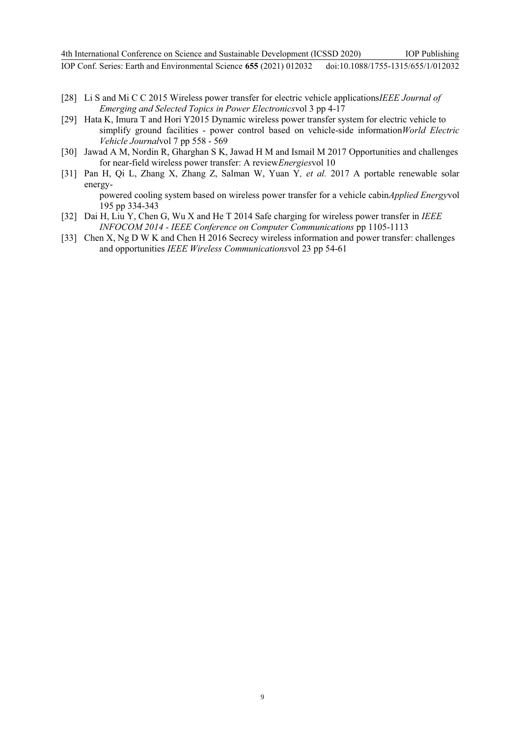[28] Li S and Mi C C 2015 Wireless power transfer for electric vehicle applications*IEEE Journal of Emerging and Selected Topics in Power Electronics*vol 3 pp 4-17

[29] Hata K, Imura T and Hori Y2015 Dynamic wireless power transfer system for electric vehicle to simplify ground facilities - power control based on vehicle-side information*World Electric Vehicle Journal*vol 7 pp 558 - 569

[30] Jawad A M, Nordin R, Gharghan S K, Jawad H M and Ismail M 2017 Opportunities and challenges for near-field wireless power transfer: A review*Energies*vol 10

[31] Pan H, Qi L, Zhang X, Zhang Z, Salman W, Yuan Y*, et al.* 2017 A portable renewable solar energy-
powered cooling system based on wireless power transfer for a vehicle cabin*Applied Energy*vol 195 pp 334-343

[32] Dai H, Liu Y, Chen G, Wu X and He T 2014 Safe charging for wireless power transfer in *IEEE INFOCOM 2014 - IEEE Conference on Computer Communications* pp 1105-1113

[33] Chen X, Ng D W K and Chen H 2016 Secrecy wireless information and power transfer: challenges and opportunities *IEEE Wireless Communications*vol 23 pp 54-61